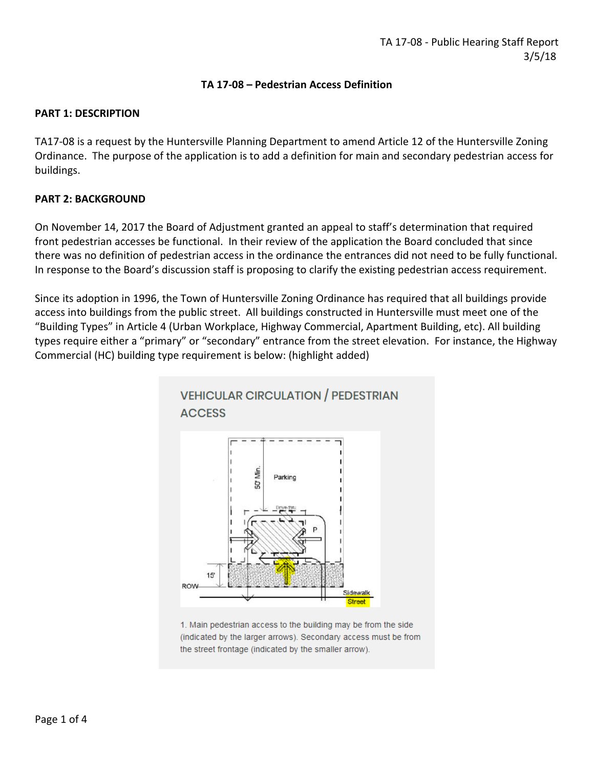# TA 17-08 – Pedestrian Access Definition

## PART 1: DESCRIPTION

TA17-08 is a request by the Huntersville Planning Department to amend Article 12 of the Huntersville Zoning Ordinance. The purpose of the application is to add a definition for main and secondary pedestrian access for buildings.

## PART 2: BACKGROUND

On November 14, 2017 the Board of Adjustment granted an appeal to staff's determination that required front pedestrian accesses be functional. In their review of the application the Board concluded that since there was no definition of pedestrian access in the ordinance the entrances did not need to be fully functional. In response to the Board's discussion staff is proposing to clarify the existing pedestrian access requirement.

Since its adoption in 1996, the Town of Huntersville Zoning Ordinance has required that all buildings provide access into buildings from the public street. All buildings constructed in Huntersville must meet one of the "Building Types" in Article 4 (Urban Workplace, Highway Commercial, Apartment Building, etc). All building types require either a "primary" or "secondary" entrance from the street elevation. For instance, the Highway Commercial (HC) building type requirement is below: (highlight added)

VEHICULAR CIRCULATION / PEDESTRIAN ACCESS

50' Min.

Parking

Drive-thru

P

15'

ROW

Sidewalk

Street

1. Main pedestrian access to the building may be from the side (indicated by the larger arrows). Secondary access must be from the street frontage (indicated by the smaller arrow).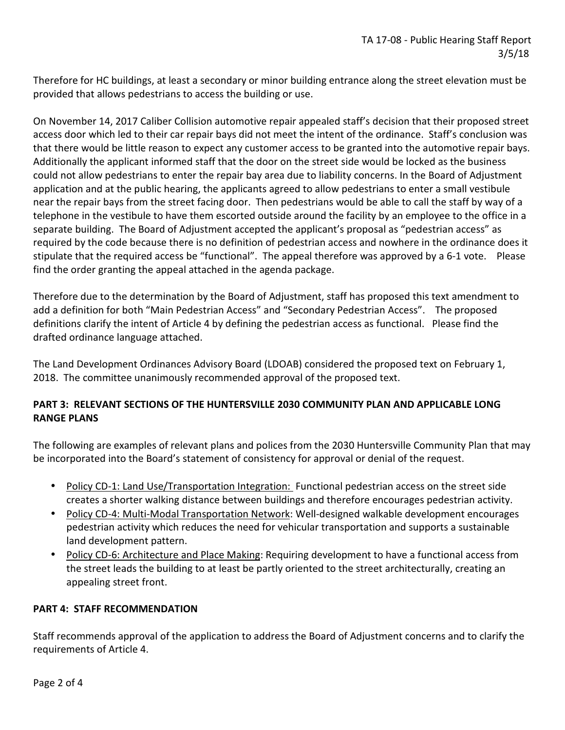Therefore for HC buildings, at least a secondary or minor building entrance along the street elevation must be provided that allows pedestrians to access the building or use.

On November 14, 2017 Caliber Collision automotive repair appealed staff's decision that their proposed street access door which led to their car repair bays did not meet the intent of the ordinance. Staff's conclusion was that there would be little reason to expect any customer access to be granted into the automotive repair bays. Additionally the applicant informed staff that the door on the street side would be locked as the business could not allow pedestrians to enter the repair bay area due to liability concerns. In the Board of Adjustment application and at the public hearing, the applicants agreed to allow pedestrians to enter a small vestibule near the repair bays from the street facing door. Then pedestrians would be able to call the staff by way of a telephone in the vestibule to have them escorted outside around the facility by an employee to the office in a separate building. The Board of Adjustment accepted the applicant's proposal as "pedestrian access" as required by the code because there is no definition of pedestrian access and nowhere in the ordinance does it stipulate that the required access be "functional". The appeal therefore was approved by a 6-1 vote. Please find the order granting the appeal attached in the agenda package.

Therefore due to the determination by the Board of Adjustment, staff has proposed this text amendment to add a definition for both "Main Pedestrian Access" and "Secondary Pedestrian Access". The proposed definitions clarify the intent of Article 4 by defining the pedestrian access as functional. Please find the drafted ordinance language attached.

The Land Development Ordinances Advisory Board (LDOAB) considered the proposed text on February 1, 2018. The committee unanimously recommended approval of the proposed text.

## PART 3: RELEVANT SECTIONS OF THE HUNTERSVILLE 2030 COMMUNITY PLAN AND APPLICABLE LONG RANGE PLANS

The following are examples of relevant plans and polices from the 2030 Huntersville Community Plan that may be incorporated into the Board's statement of consistency for approval or denial of the request.

- Policy CD-1: Land Use/Transportation Integration: Functional pedestrian access on the street side creates a shorter walking distance between buildings and therefore encourages pedestrian activity.
- Policy CD-4: Multi-Modal Transportation Network: Well-designed walkable development encourages pedestrian activity which reduces the need for vehicular transportation and supports a sustainable land development pattern.
- Policy CD-6: Architecture and Place Making: Requiring development to have a functional access from the street leads the building to at least be partly oriented to the street architecturally, creating an appealing street front.

## PART 4: STAFF RECOMMENDATION

Staff recommends approval of the application to address the Board of Adjustment concerns and to clarify the requirements of Article 4.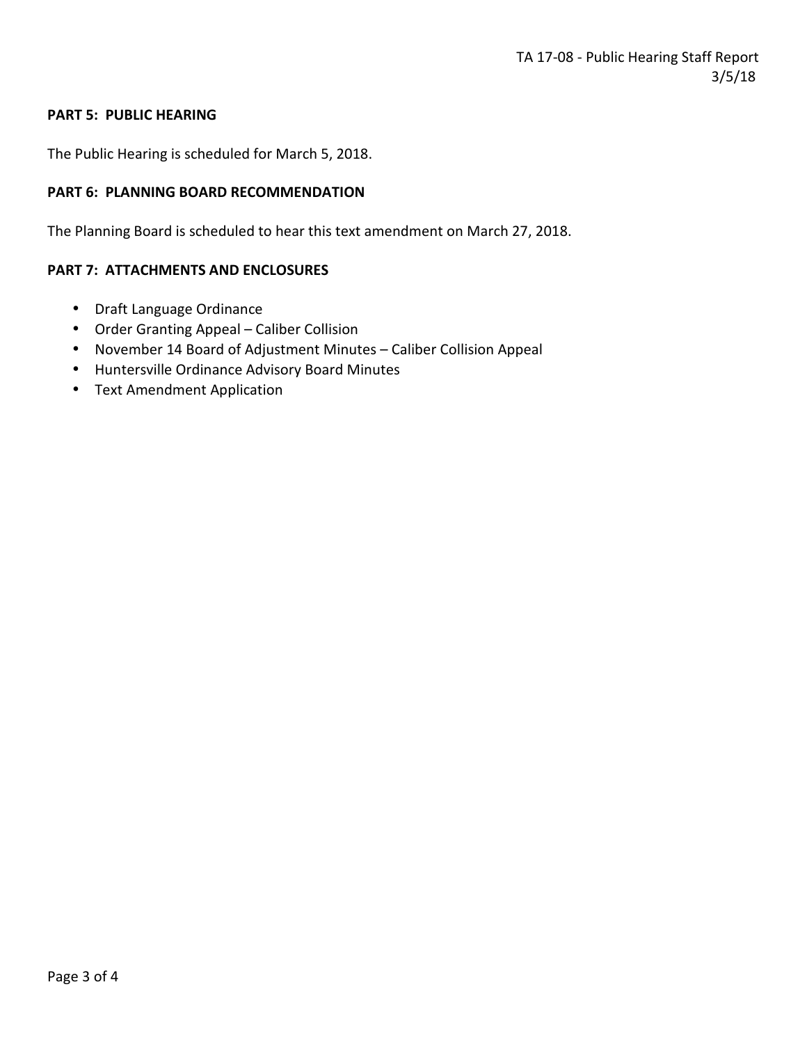**PART 5: PUBLIC HEARING**

The Public Hearing is scheduled for March 5, 2018.

**PART 6: PLANNING BOARD RECOMMENDATION**

The Planning Board is scheduled to hear this text amendment on March 27, 2018.

**PART 7: ATTACHMENTS AND ENCLOSURES**

- Draft Language Ordinance
- Order Granting Appeal – Caliber Collision
- November 14 Board of Adjustment Minutes – Caliber Collision Appeal
- Huntersville Ordinance Advisory Board Minutes
- Text Amendment Application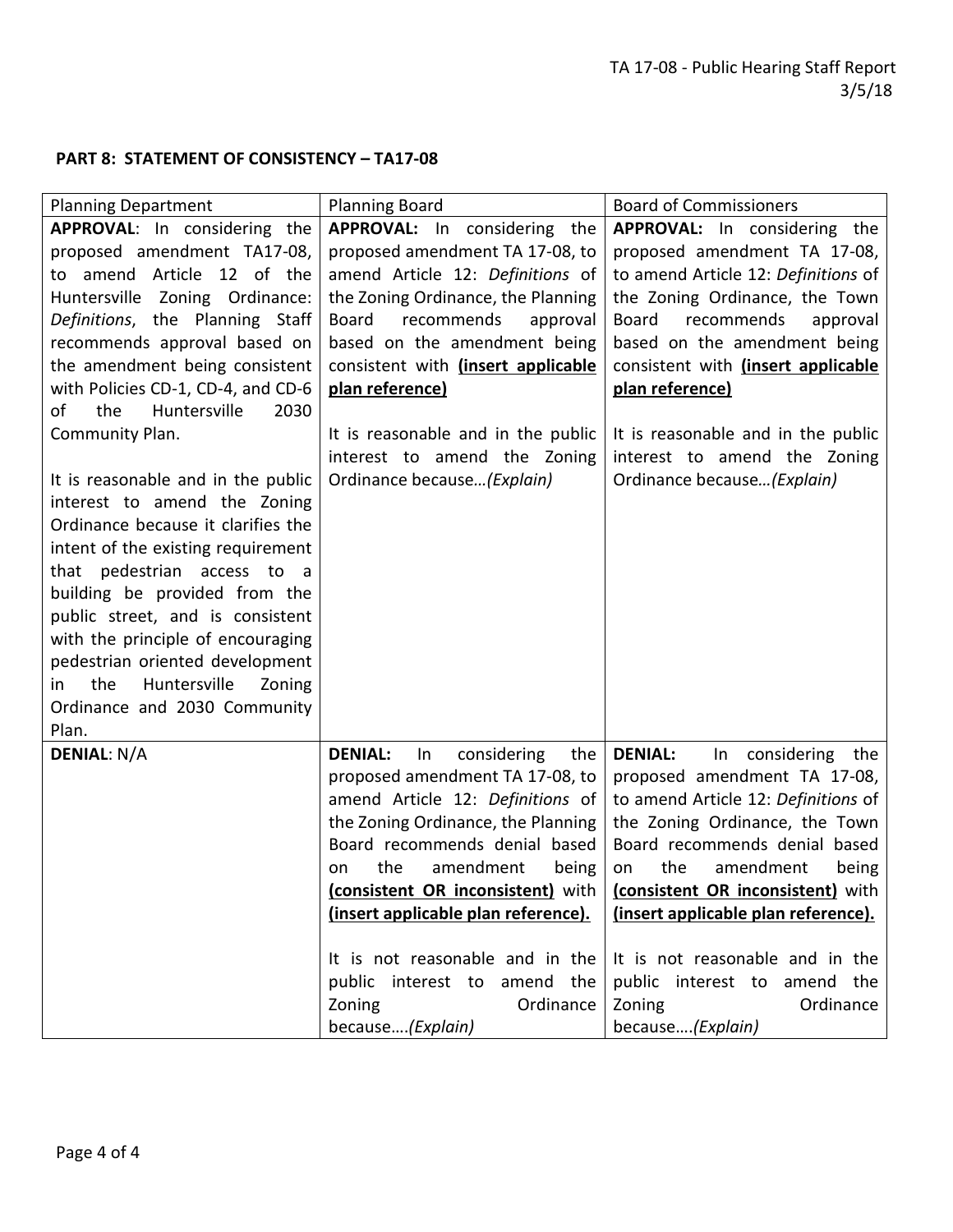## PART 8: STATEMENT OF CONSISTENCY – TA17-08

| Planning Department | Planning Board | Board of Commissioners |
|---|---|---|
| **APPROVAL**: In considering the proposed amendment TA17-08, to amend Article 12 of the Huntersville Zoning Ordinance: *Definitions*, the Planning Staff recommends approval based on the amendment being consistent with Policies CD-1, CD-4, and CD-6 of the Huntersville 2030 Community Plan.<br><br>It is reasonable and in the public interest to amend the Zoning Ordinance because it clarifies the intent of the existing requirement that pedestrian access to a building be provided from the public street, and is consistent with the principle of encouraging pedestrian oriented development in the Huntersville Zoning Ordinance and 2030 Community Plan. | **APPROVAL:** In considering the proposed amendment TA 17-08, to amend Article 12: *Definitions* of the Zoning Ordinance, the Planning Board recommends approval based on the amendment being consistent with **(insert applicable plan reference)**<br><br>It is reasonable and in the public interest to amend the Zoning Ordinance because…*(Explain)* | **APPROVAL:** In considering the proposed amendment TA 17-08, to amend Article 12: *Definitions* of the Zoning Ordinance, the Town Board recommends approval based on the amendment being consistent with **(insert applicable plan reference)**<br><br>It is reasonable and in the public interest to amend the Zoning Ordinance because…*(Explain)* |
| **DENIAL**: N/A | **DENIAL:** In considering the proposed amendment TA 17-08, to amend Article 12: *Definitions* of the Zoning Ordinance, the Planning Board recommends denial based on the amendment being **(consistent OR inconsistent)** with **(insert applicable plan reference).**<br><br>It is not reasonable and in the public interest to amend the Zoning Ordinance because….*(Explain)* | **DENIAL:** In considering the proposed amendment TA 17-08, to amend Article 12: *Definitions* of the Zoning Ordinance, the Town Board recommends denial based on the amendment being **(consistent OR inconsistent)** with **(insert applicable plan reference).**<br><br>It is not reasonable and in the public interest to amend the Zoning Ordinance because….*(Explain)* |